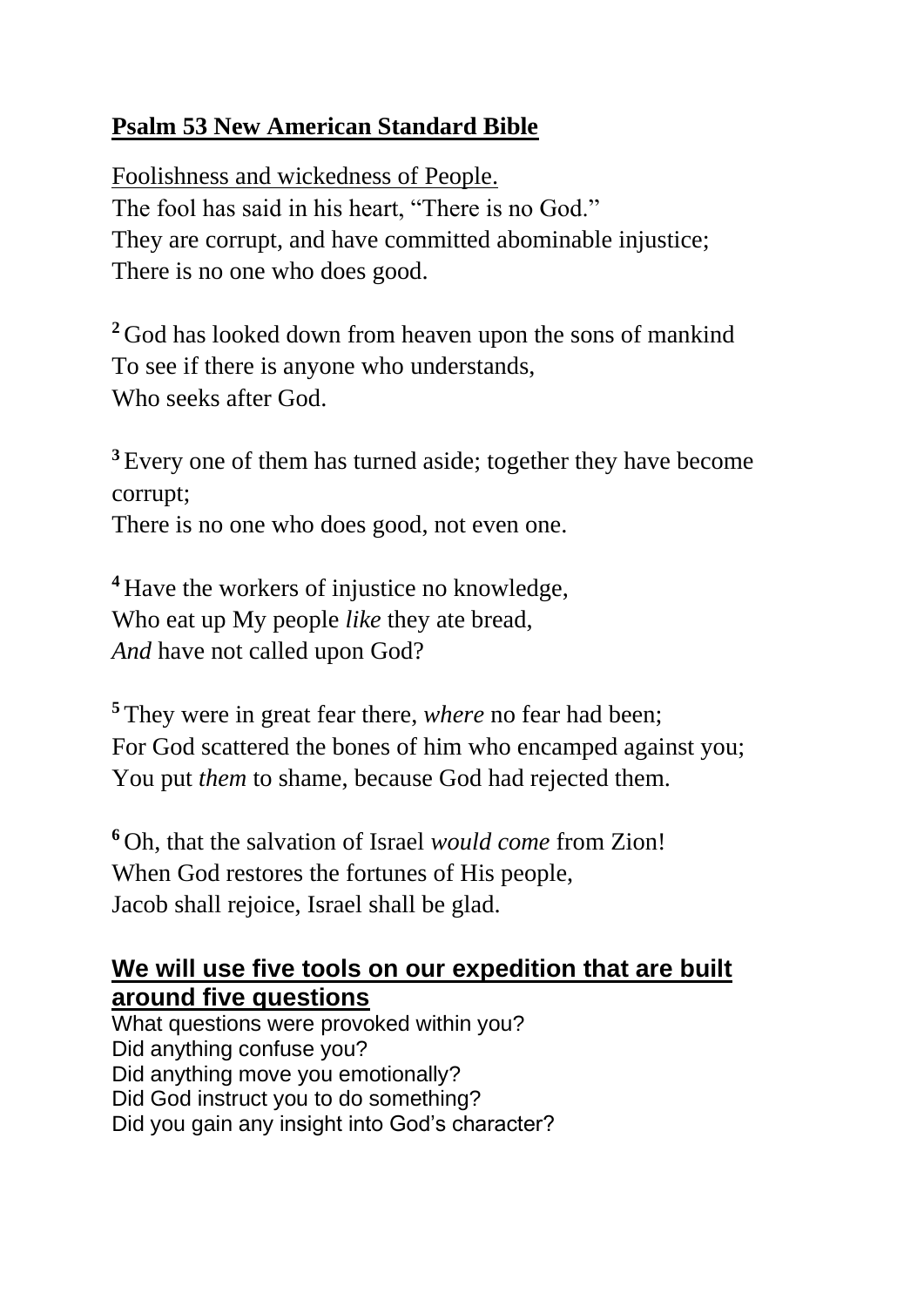**<u>Psalm 53 New American Standard Bible</u>**

<u>Foolishness and wickedness of People.</u>
The fool has said in his heart, “There is no God.”
They are corrupt, and have committed abominable injustice;
There is no one who does good.

[2] God has looked down from heaven upon the sons of mankind
To see if there is anyone who understands,
Who seeks after God.

[3] Every one of them has turned aside; together they have become corrupt;
There is no one who does good, not even one.

[4] Have the workers of injustice no knowledge,
Who eat up My people *like* they ate bread,
*And* have not called upon God?

[5] They were in great fear there, *where* no fear had been;
For God scattered the bones of him who encamped against you;
You put *them* to shame, because God had rejected them.

[6] Oh, that the salvation of Israel *would come* from Zion!
When God restores the fortunes of His people,
Jacob shall rejoice, Israel shall be glad.

## <u>We will use five tools on our expedition that are built around five questions</u>

What questions were provoked within you?
Did anything confuse you?
Did anything move you emotionally?
Did God instruct you to do something?
Did you gain any insight into God’s character?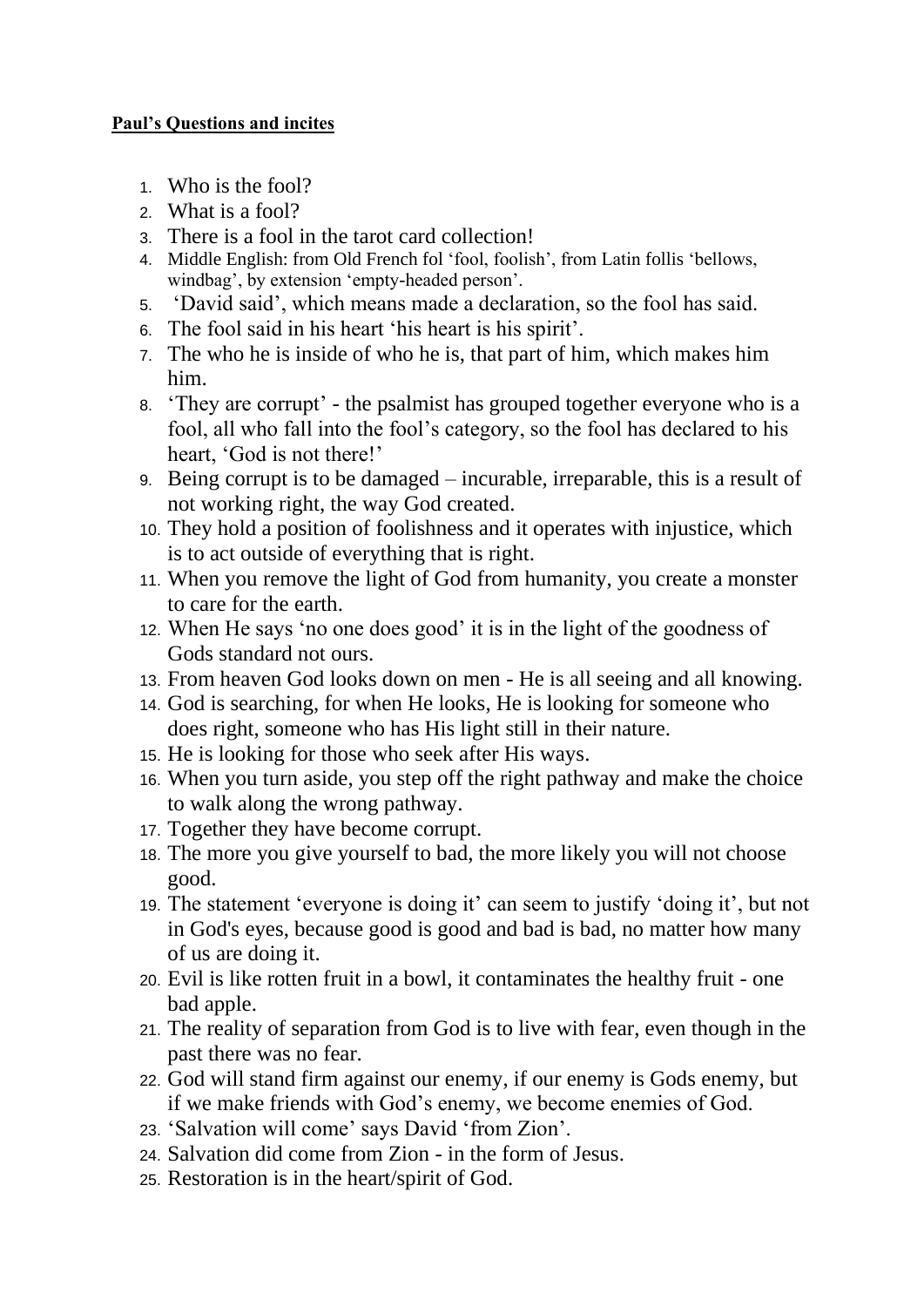**Paul's Questions and incites**

1. Who is the fool?
2. What is a fool?
3. There is a fool in the tarot card collection!
4. Middle English: from Old French fol 'fool, foolish', from Latin follis 'bellows, windbag', by extension 'empty-headed person'.
5. 'David said', which means made a declaration, so the fool has said.
6. The fool said in his heart 'his heart is his spirit'.
7. The who he is inside of who he is, that part of him, which makes him him.
8. 'They are corrupt' - the psalmist has grouped together everyone who is a fool, all who fall into the fool's category, so the fool has declared to his heart, 'God is not there!'
9. Being corrupt is to be damaged – incurable, irreparable, this is a result of not working right, the way God created.
10. They hold a position of foolishness and it operates with injustice, which is to act outside of everything that is right.
11. When you remove the light of God from humanity, you create a monster to care for the earth.
12. When He says 'no one does good' it is in the light of the goodness of Gods standard not ours.
13. From heaven God looks down on men - He is all seeing and all knowing.
14. God is searching, for when He looks, He is looking for someone who does right, someone who has His light still in their nature.
15. He is looking for those who seek after His ways.
16. When you turn aside, you step off the right pathway and make the choice to walk along the wrong pathway.
17. Together they have become corrupt.
18. The more you give yourself to bad, the more likely you will not choose good.
19. The statement 'everyone is doing it' can seem to justify 'doing it', but not in God's eyes, because good is good and bad is bad, no matter how many of us are doing it.
20. Evil is like rotten fruit in a bowl, it contaminates the healthy fruit - one bad apple.
21. The reality of separation from God is to live with fear, even though in the past there was no fear.
22. God will stand firm against our enemy, if our enemy is Gods enemy, but if we make friends with God's enemy, we become enemies of God.
23. 'Salvation will come' says David 'from Zion'.
24. Salvation did come from Zion - in the form of Jesus.
25. Restoration is in the heart/spirit of God.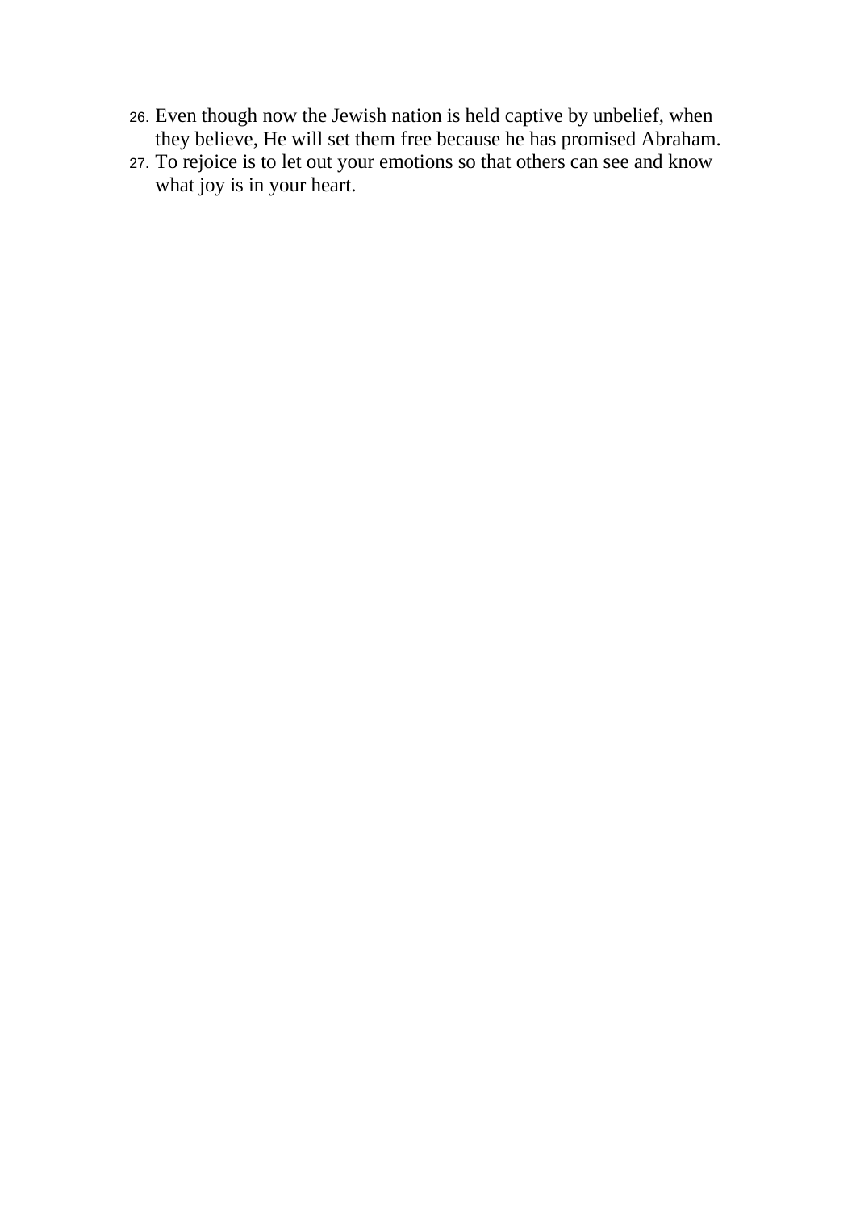26. Even though now the Jewish nation is held captive by unbelief, when they believe, He will set them free because he has promised Abraham.
27. To rejoice is to let out your emotions so that others can see and know what joy is in your heart.